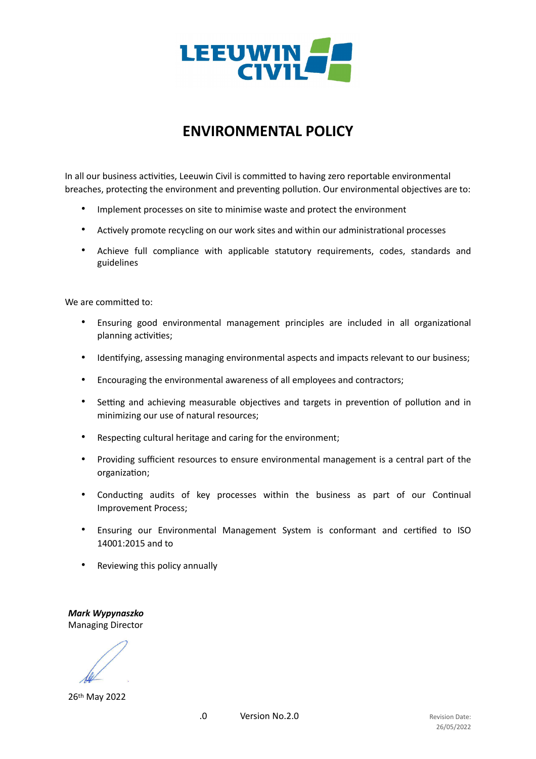LEEUWIN CIVIL

# ENVIRONMENTAL POLICY

In all our business activities, Leeuwin Civil is committed to having zero reportable environmental breaches, protecting the environment and preventing pollution. Our environmental objectives are to:

- Implement processes on site to minimise waste and protect the environment
- Actively promote recycling on our work sites and within our administrational processes
- Achieve full compliance with applicable statutory requirements, codes, standards and guidelines

We are committed to:

- Ensuring good environmental management principles are included in all organizational planning activities;
- Identifying, assessing managing environmental aspects and impacts relevant to our business;
- Encouraging the environmental awareness of all employees and contractors;
- Setting and achieving measurable objectives and targets in prevention of pollution and in minimizing our use of natural resources;
- Respecting cultural heritage and caring for the environment;
- Providing sufficient resources to ensure environmental management is a central part of the organization;
- Conducting audits of key processes within the business as part of our Continual Improvement Process;
- Ensuring our Environmental Management System is conformant and certified to ISO 14001:2015 and to
- Reviewing this policy annually

***Mark Wypynaszko***
Managing Director

26th May 2022

.0 Version No.2.0

Revision Date: 26/05/2022